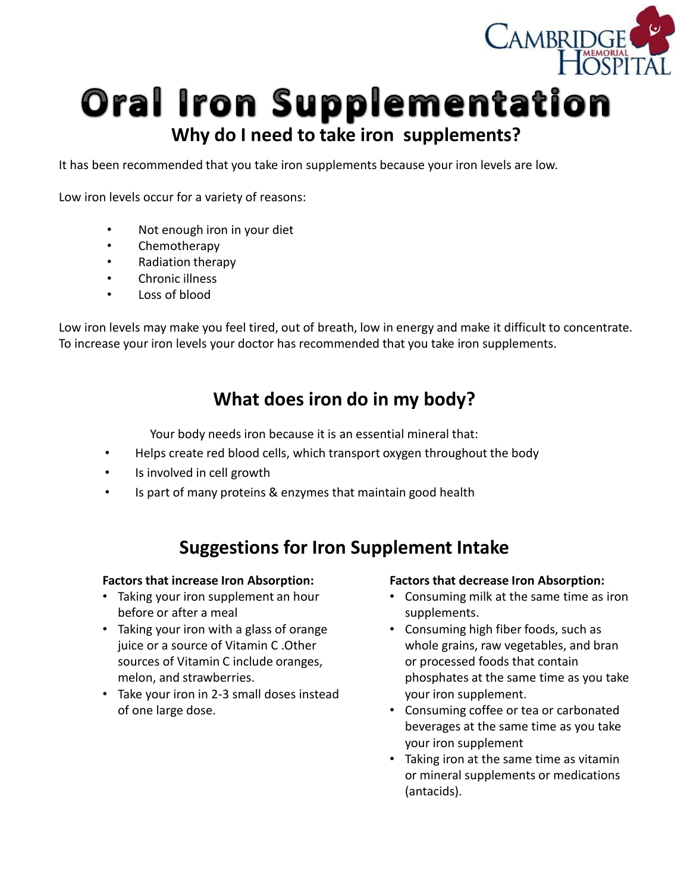# Oral Iron Supplementation

## Why do I need to take iron supplements?

It has been recommended that you take iron supplements because your iron levels are low.

Low iron levels occur for a variety of reasons:

- Not enough iron in your diet
- Chemotherapy
- Radiation therapy
- Chronic illness
- Loss of blood

Low iron levels may make you feel tired, out of breath, low in energy and make it difficult to concentrate. To increase your iron levels your doctor has recommended that you take iron supplements.

## What does iron do in my body?

Your body needs iron because it is an essential mineral that:

- Helps create red blood cells, which transport oxygen throughout the body
- Is involved in cell growth
- Is part of many proteins & enzymes that maintain good health

## Suggestions for Iron Supplement Intake

**Factors that increase Iron Absorption:**

- Taking your iron supplement an hour before or after a meal
- Taking your iron with a glass of orange juice or a source of Vitamin C .Other sources of Vitamin C include oranges, melon, and strawberries.
- Take your iron in 2-3 small doses instead of one large dose.

**Factors that decrease Iron Absorption:**

- Consuming milk at the same time as iron supplements.
- Consuming high fiber foods, such as whole grains, raw vegetables, and bran or processed foods that contain phosphates at the same time as you take your iron supplement.
- Consuming coffee or tea or carbonated beverages at the same time as you take your iron supplement
- Taking iron at the same time as vitamin or mineral supplements or medications (antacids).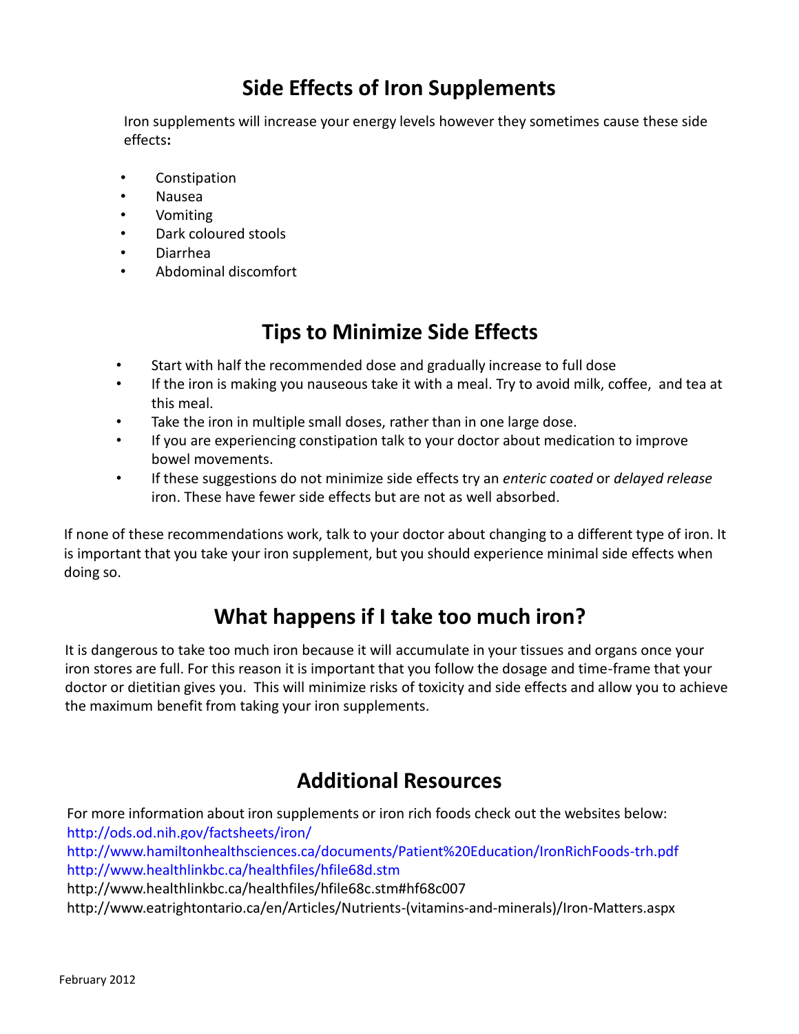## Side Effects of Iron Supplements

Iron supplements will increase your energy levels however they sometimes cause these side effects**:**

- Constipation
- Nausea
- Vomiting
- Dark coloured stools
- Diarrhea
- Abdominal discomfort

## Tips to Minimize Side Effects

- Start with half the recommended dose and gradually increase to full dose
- If the iron is making you nauseous take it with a meal. Try to avoid milk, coffee, and tea at this meal.
- Take the iron in multiple small doses, rather than in one large dose.
- If you are experiencing constipation talk to your doctor about medication to improve bowel movements.
- If these suggestions do not minimize side effects try an *enteric coated* or *delayed release* iron. These have fewer side effects but are not as well absorbed.

If none of these recommendations work, talk to your doctor about changing to a different type of iron. It is important that you take your iron supplement, but you should experience minimal side effects when doing so.

## What happens if I take too much iron?

It is dangerous to take too much iron because it will accumulate in your tissues and organs once your iron stores are full. For this reason it is important that you follow the dosage and time-frame that your doctor or dietitian gives you. This will minimize risks of toxicity and side effects and allow you to achieve the maximum benefit from taking your iron supplements.

## Additional Resources

For more information about iron supplements or iron rich foods check out the websites below:
http://ods.od.nih.gov/factsheets/iron/
http://www.hamiltonhealthsciences.ca/documents/Patient%20Education/IronRichFoods-trh.pdf
http://www.healthlinkbc.ca/healthfiles/hfile68d.stm
http://www.healthlinkbc.ca/healthfiles/hfile68c.stm#hf68c007
http://www.eatrightontario.ca/en/Articles/Nutrients-(vitamins-and-minerals)/Iron-Matters.aspx

February 2012